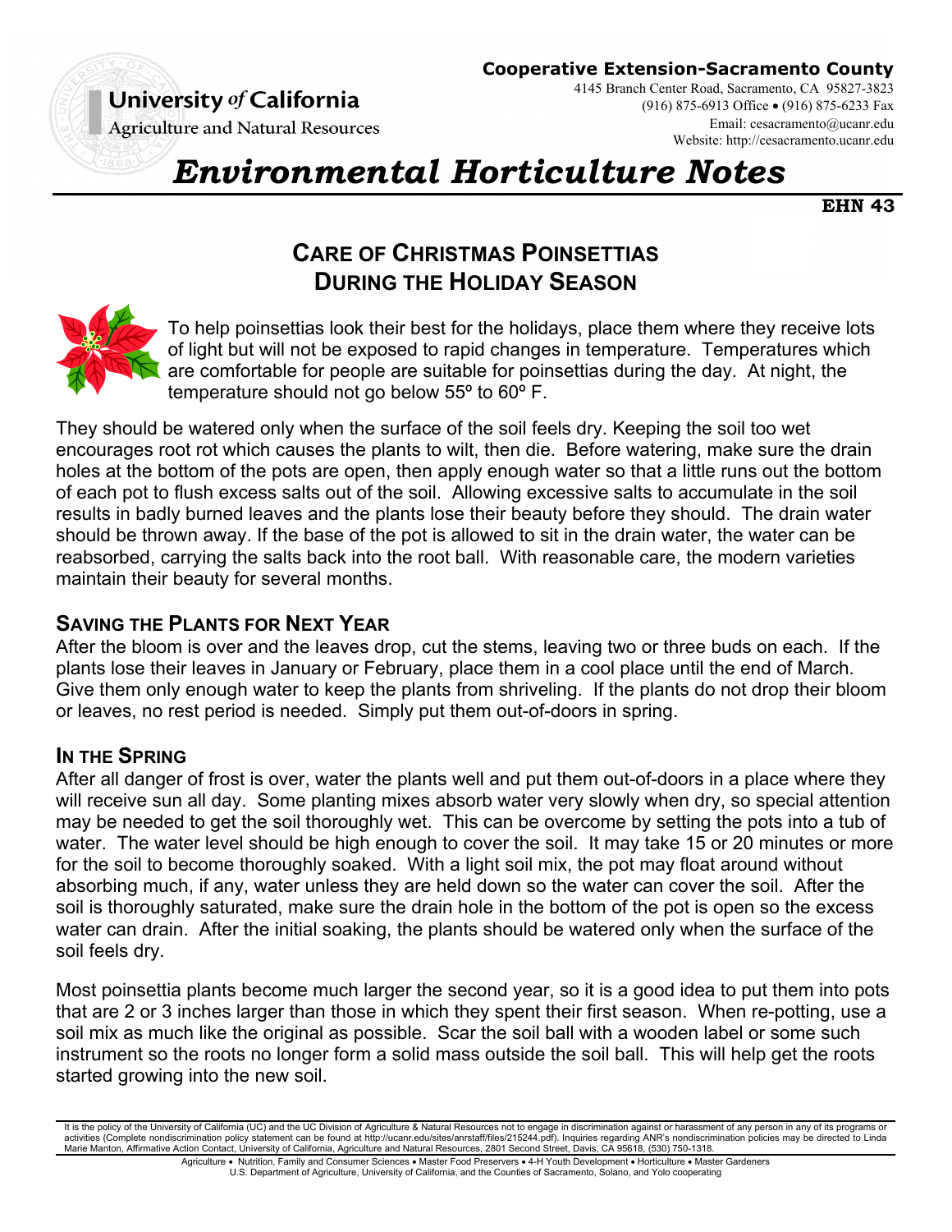**University *of* California**
Agriculture and Natural Resources

**Cooperative Extension-Sacramento County**
4145 Branch Center Road, Sacramento, CA 95827-3823
(916) 875-6913 Office • (916) 875-6233 Fax
Email: cesacramento@ucanr.edu
Website: http://cesacramento.ucanr.edu

# *Environmental Horticulture Notes*

**EHN 43**

## CARE OF CHRISTMAS POINSETTIAS DURING THE HOLIDAY SEASON

To help poinsettias look their best for the holidays, place them where they receive lots of light but will not be exposed to rapid changes in temperature. Temperatures which are comfortable for people are suitable for poinsettias during the day. At night, the temperature should not go below 55º to 60º F.

They should be watered only when the surface of the soil feels dry. Keeping the soil too wet encourages root rot which causes the plants to wilt, then die. Before watering, make sure the drain holes at the bottom of the pots are open, then apply enough water so that a little runs out the bottom of each pot to flush excess salts out of the soil. Allowing excessive salts to accumulate in the soil results in badly burned leaves and the plants lose their beauty before they should. The drain water should be thrown away. If the base of the pot is allowed to sit in the drain water, the water can be reabsorbed, carrying the salts back into the root ball. With reasonable care, the modern varieties maintain their beauty for several months.

### SAVING THE PLANTS FOR NEXT YEAR

After the bloom is over and the leaves drop, cut the stems, leaving two or three buds on each. If the plants lose their leaves in January or February, place them in a cool place until the end of March. Give them only enough water to keep the plants from shriveling. If the plants do not drop their bloom or leaves, no rest period is needed. Simply put them out-of-doors in spring.

### IN THE SPRING

After all danger of frost is over, water the plants well and put them out-of-doors in a place where they will receive sun all day. Some planting mixes absorb water very slowly when dry, so special attention may be needed to get the soil thoroughly wet. This can be overcome by setting the pots into a tub of water. The water level should be high enough to cover the soil. It may take 15 or 20 minutes or more for the soil to become thoroughly soaked. With a light soil mix, the pot may float around without absorbing much, if any, water unless they are held down so the water can cover the soil. After the soil is thoroughly saturated, make sure the drain hole in the bottom of the pot is open so the excess water can drain. After the initial soaking, the plants should be watered only when the surface of the soil feels dry.

Most poinsettia plants become much larger the second year, so it is a good idea to put them into pots that are 2 or 3 inches larger than those in which they spent their first season. When re-potting, use a soil mix as much like the original as possible. Scar the soil ball with a wooden label or some such instrument so the roots no longer form a solid mass outside the soil ball. This will help get the roots started growing into the new soil.

It is the policy of the University of California (UC) and the UC Division of Agriculture & Natural Resources not to engage in discrimination against or harassment of any person in any of its programs or activities (Complete nondiscrimination policy statement can be found at http://ucanr.edu/sites/anrstaff/files/215244.pdf). Inquiries regarding ANR's nondiscrimination policies may be directed to Linda Marie Manton, Affirmative Action Contact, University of California, Agriculture and Natural Resources, 2801 Second Street, Davis, CA 95618, (530) 750-1318.

Agriculture • Nutrition, Family and Consumer Sciences • Master Food Preservers • 4-H Youth Development • Horticulture • Master Gardeners
U.S. Department of Agriculture, University of California, and the Counties of Sacramento, Solano, and Yolo cooperating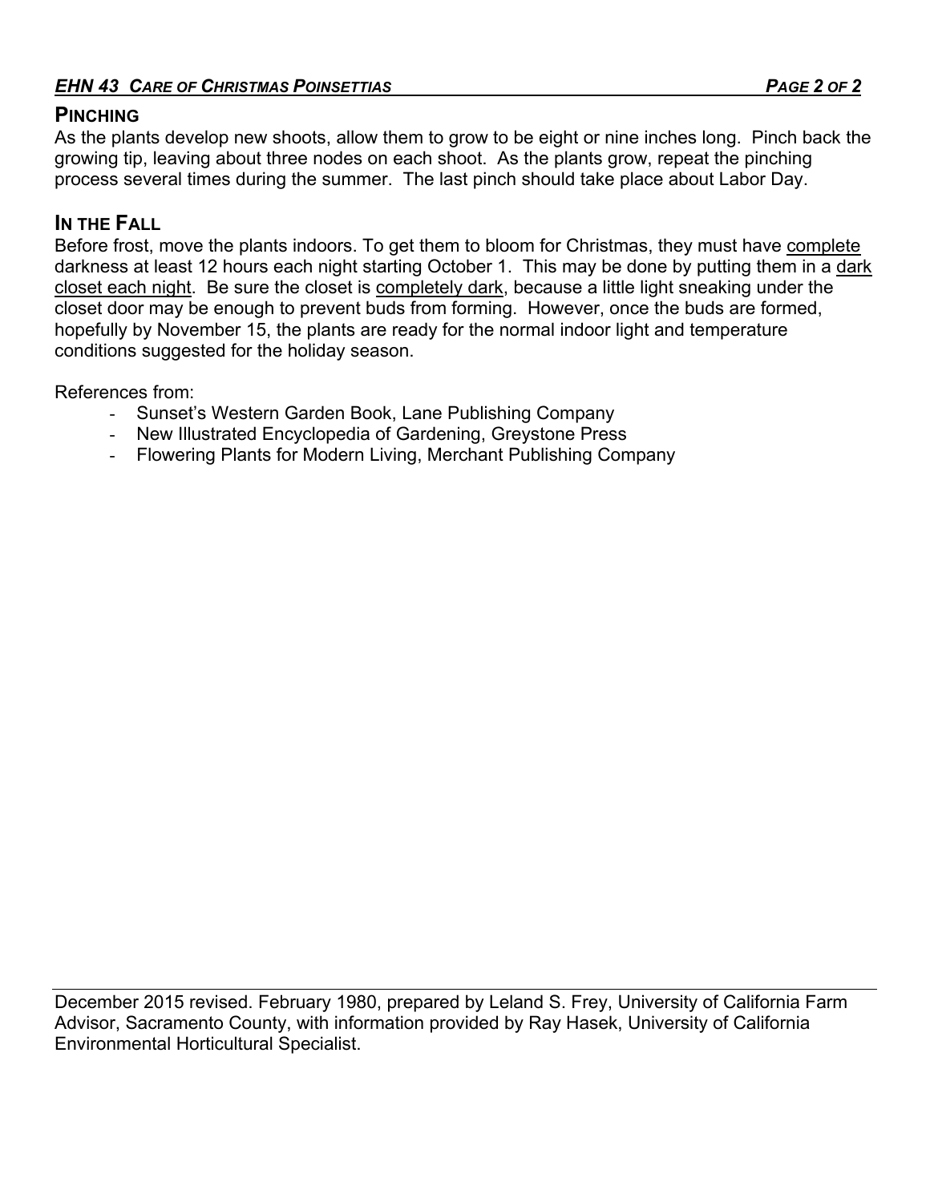## PINCHING

As the plants develop new shoots, allow them to grow to be eight or nine inches long. Pinch back the growing tip, leaving about three nodes on each shoot. As the plants grow, repeat the pinching process several times during the summer. The last pinch should take place about Labor Day.

## IN THE FALL

Before frost, move the plants indoors. To get them to bloom for Christmas, they must have <u>complete</u> darkness at least 12 hours each night starting October 1. This may be done by putting them in a <u>dark closet each night</u>. Be sure the closet is <u>completely dark</u>, because a little light sneaking under the closet door may be enough to prevent buds from forming. However, once the buds are formed, hopefully by November 15, the plants are ready for the normal indoor light and temperature conditions suggested for the holiday season.

References from:

- Sunset's Western Garden Book, Lane Publishing Company
- New Illustrated Encyclopedia of Gardening, Greystone Press
- Flowering Plants for Modern Living, Merchant Publishing Company

---

December 2015 revised. February 1980, prepared by Leland S. Frey, University of California Farm Advisor, Sacramento County, with information provided by Ray Hasek, University of California Environmental Horticultural Specialist.